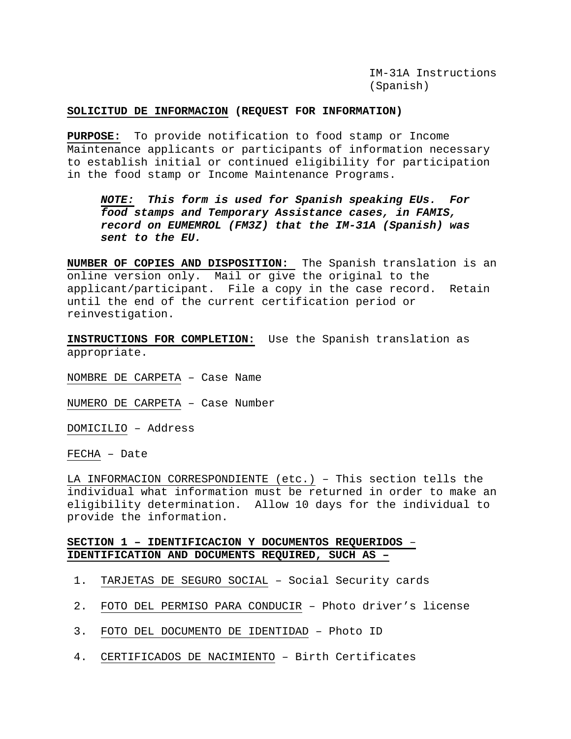IM-31A Instructions
(Spanish)

**SOLICITUD DE INFORMACION (REQUEST FOR INFORMATION)**

**PURPOSE:** To provide notification to food stamp or Income Maintenance applicants or participants of information necessary to establish initial or continued eligibility for participation in the food stamp or Income Maintenance Programs.

> ***NOTE:** This form is used for Spanish speaking EUs. For food stamps and Temporary Assistance cases, in FAMIS, record on EUMEMROL (FM3Z) that the IM-31A (Spanish) was sent to the EU.*

**NUMBER OF COPIES AND DISPOSITION:** The Spanish translation is an online version only. Mail or give the original to the applicant/participant. File a copy in the case record. Retain until the end of the current certification period or reinvestigation.

**INSTRUCTIONS FOR COMPLETION:** Use the Spanish translation as appropriate.

NOMBRE DE CARPETA – Case Name

NUMERO DE CARPETA – Case Number

DOMICILIO – Address

FECHA – Date

LA INFORMACION CORRESPONDIENTE (etc.) – This section tells the individual what information must be returned in order to make an eligibility determination. Allow 10 days for the individual to provide the information.

**SECTION 1 – IDENTIFICACION Y DOCUMENTOS REQUERIDOS – IDENTIFICATION AND DOCUMENTS REQUIRED, SUCH AS –**

1. TARJETAS DE SEGURO SOCIAL – Social Security cards
2. FOTO DEL PERMISO PARA CONDUCIR – Photo driver's license
3. FOTO DEL DOCUMENTO DE IDENTIDAD – Photo ID
4. CERTIFICADOS DE NACIMIENTO – Birth Certificates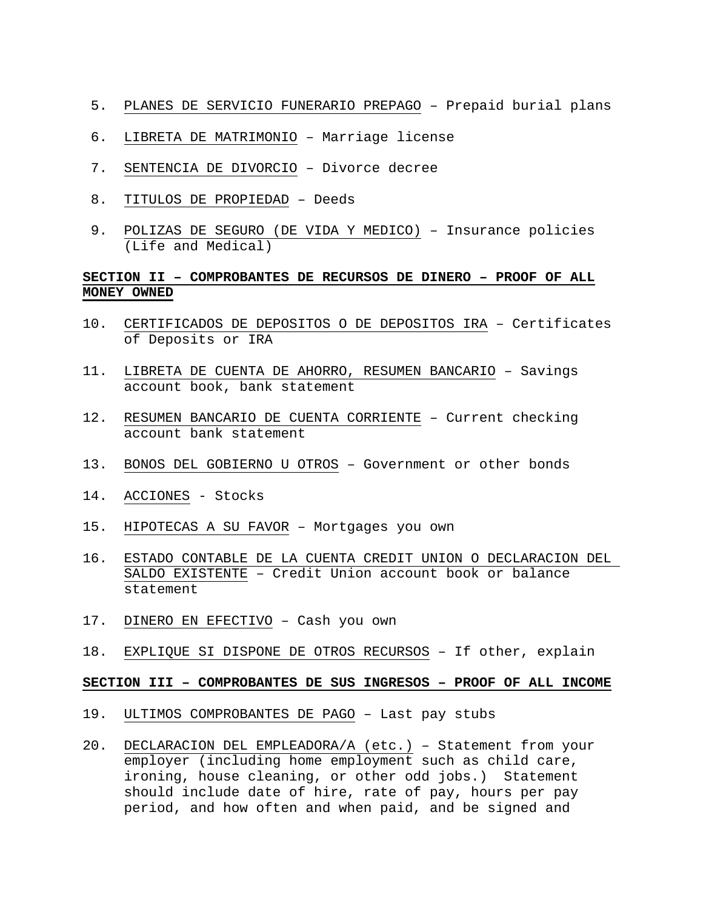5. PLANES DE SERVICIO FUNERARIO PREPAGO – Prepaid burial plans

6. LIBRETA DE MATRIMONIO – Marriage license

7. SENTENCIA DE DIVORCIO – Divorce decree

8. TITULOS DE PROPIEDAD – Deeds

9. POLIZAS DE SEGURO (DE VIDA Y MEDICO) – Insurance policies (Life and Medical)

**SECTION II – COMPROBANTES DE RECURSOS DE DINERO – PROOF OF ALL MONEY OWNED**

10. CERTIFICADOS DE DEPOSITOS O DE DEPOSITOS IRA – Certificates of Deposits or IRA

11. LIBRETA DE CUENTA DE AHORRO, RESUMEN BANCARIO – Savings account book, bank statement

12. RESUMEN BANCARIO DE CUENTA CORRIENTE – Current checking account bank statement

13. BONOS DEL GOBIERNO U OTROS – Government or other bonds

14. ACCIONES - Stocks

15. HIPOTECAS A SU FAVOR – Mortgages you own

16. ESTADO CONTABLE DE LA CUENTA CREDIT UNION O DECLARACION DEL SALDO EXISTENTE – Credit Union account book or balance statement

17. DINERO EN EFECTIVO – Cash you own

18. EXPLIQUE SI DISPONE DE OTROS RECURSOS – If other, explain

**SECTION III – COMPROBANTES DE SUS INGRESOS – PROOF OF ALL INCOME**

19. ULTIMOS COMPROBANTES DE PAGO – Last pay stubs

20. DECLARACION DEL EMPLEADORA/A (etc.) – Statement from your employer (including home employment such as child care, ironing, house cleaning, or other odd jobs.) Statement should include date of hire, rate of pay, hours per pay period, and how often and when paid, and be signed and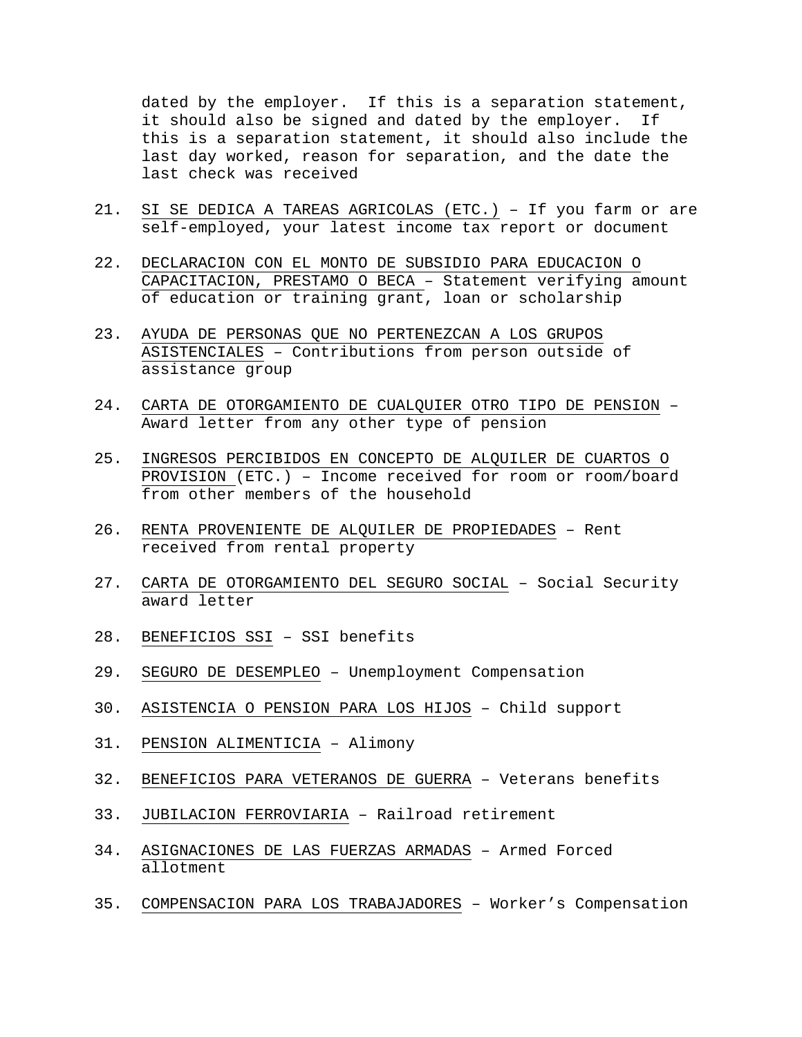dated by the employer. If this is a separation statement, it should also be signed and dated by the employer. If this is a separation statement, it should also include the last day worked, reason for separation, and the date the last check was received

21. <u>SI SE DEDICA A TAREAS AGRICOLAS (ETC.)</u> – If you farm or are self-employed, your latest income tax report or document

22. <u>DECLARACION CON EL MONTO DE SUBSIDIO PARA EDUCACION O CAPACITACION, PRESTAMO O BECA</u> – Statement verifying amount of education or training grant, loan or scholarship

23. <u>AYUDA DE PERSONAS QUE NO PERTENEZCAN A LOS GRUPOS ASISTENCIALES</u> – Contributions from person outside of assistance group

24. <u>CARTA DE OTORGAMIENTO DE CUALQUIER OTRO TIPO DE PENSION</u> – Award letter from any other type of pension

25. <u>INGRESOS PERCIBIDOS EN CONCEPTO DE ALQUILER DE CUARTOS O PROVISION</u> (ETC.) – Income received for room or room/board from other members of the household

26. <u>RENTA PROVENIENTE DE ALQUILER DE PROPIEDADES</u> – Rent received from rental property

27. <u>CARTA DE OTORGAMIENTO DEL SEGURO SOCIAL</u> – Social Security award letter

28. <u>BENEFICIOS SSI</u> – SSI benefits

29. <u>SEGURO DE DESEMPLEO</u> – Unemployment Compensation

30. <u>ASISTENCIA O PENSION PARA LOS HIJOS</u> – Child support

31. <u>PENSION ALIMENTICIA</u> – Alimony

32. <u>BENEFICIOS PARA VETERANOS DE GUERRA</u> – Veterans benefits

33. <u>JUBILACION FERROVIARIA</u> – Railroad retirement

34. <u>ASIGNACIONES DE LAS FUERZAS ARMADAS</u> – Armed Forced allotment

35. <u>COMPENSACION PARA LOS TRABAJADORES</u> – Worker's Compensation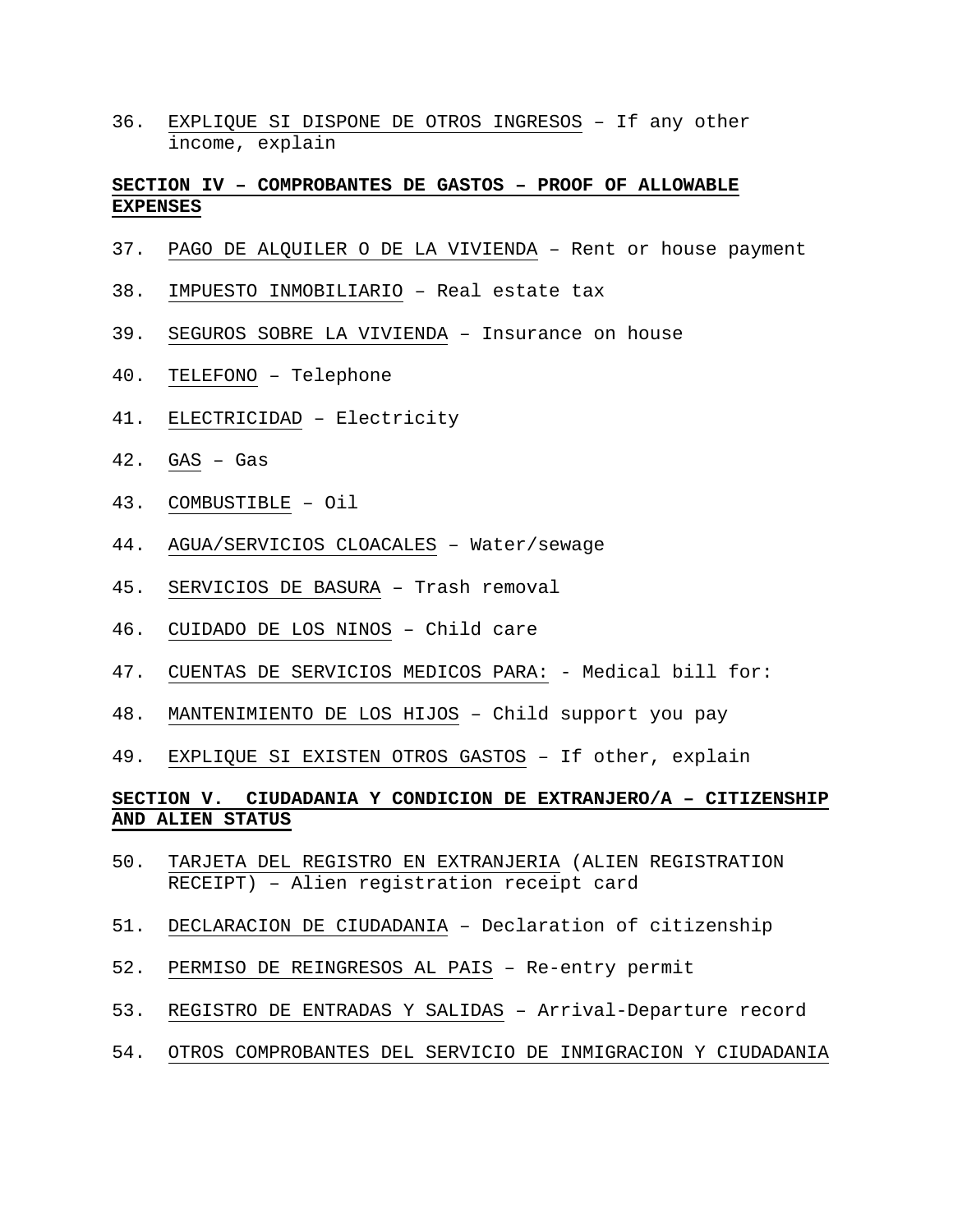36. EXPLIQUE SI DISPONE DE OTROS INGRESOS – If any other income, explain

**SECTION IV – COMPROBANTES DE GASTOS – PROOF OF ALLOWABLE EXPENSES**

37. PAGO DE ALQUILER O DE LA VIVIENDA – Rent or house payment

38. IMPUESTO INMOBILIARIO – Real estate tax

39. SEGUROS SOBRE LA VIVIENDA – Insurance on house

40. TELEFONO – Telephone

41. ELECTRICIDAD – Electricity

42. GAS – Gas

43. COMBUSTIBLE – Oil

44. AGUA/SERVICIOS CLOACALES – Water/sewage

45. SERVICIOS DE BASURA – Trash removal

46. CUIDADO DE LOS NINOS – Child care

47. CUENTAS DE SERVICIOS MEDICOS PARA: - Medical bill for:

48. MANTENIMIENTO DE LOS HIJOS – Child support you pay

49. EXPLIQUE SI EXISTEN OTROS GASTOS – If other, explain

**SECTION V. CIUDADANIA Y CONDICION DE EXTRANJERO/A – CITIZENSHIP AND ALIEN STATUS**

50. TARJETA DEL REGISTRO EN EXTRANJERIA (ALIEN REGISTRATION RECEIPT) – Alien registration receipt card

51. DECLARACION DE CIUDADANIA – Declaration of citizenship

52. PERMISO DE REINGRESOS AL PAIS – Re-entry permit

53. REGISTRO DE ENTRADAS Y SALIDAS – Arrival-Departure record

54. OTROS COMPROBANTES DEL SERVICIO DE INMIGRACION Y CIUDADANIA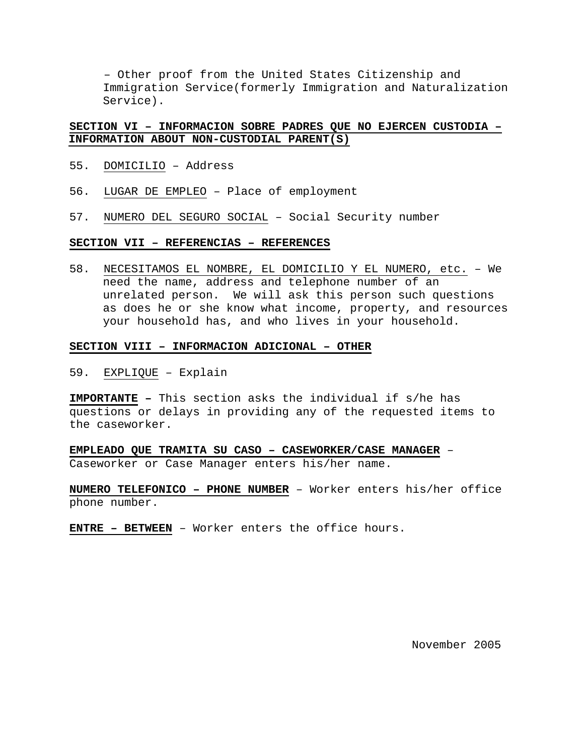– Other proof from the United States Citizenship and Immigration Service(formerly Immigration and Naturalization Service).

**SECTION VI – INFORMACION SOBRE PADRES QUE NO EJERCEN CUSTODIA – INFORMATION ABOUT NON-CUSTODIAL PARENT(S)**

55. DOMICILIO – Address

56. LUGAR DE EMPLEO – Place of employment

57. NUMERO DEL SEGURO SOCIAL – Social Security number

**SECTION VII – REFERENCIAS – REFERENCES**

58. NECESITAMOS EL NOMBRE, EL DOMICILIO Y EL NUMERO, etc. – We need the name, address and telephone number of an unrelated person. We will ask this person such questions as does he or she know what income, property, and resources your household has, and who lives in your household.

**SECTION VIII – INFORMACION ADICIONAL – OTHER**

59. EXPLIQUE – Explain

**IMPORTANTE –** This section asks the individual if s/he has questions or delays in providing any of the requested items to the caseworker.

**EMPLEADO QUE TRAMITA SU CASO – CASEWORKER/CASE MANAGER** – Caseworker or Case Manager enters his/her name.

**NUMERO TELEFONICO – PHONE NUMBER** – Worker enters his/her office phone number.

**ENTRE – BETWEEN** – Worker enters the office hours.

November 2005